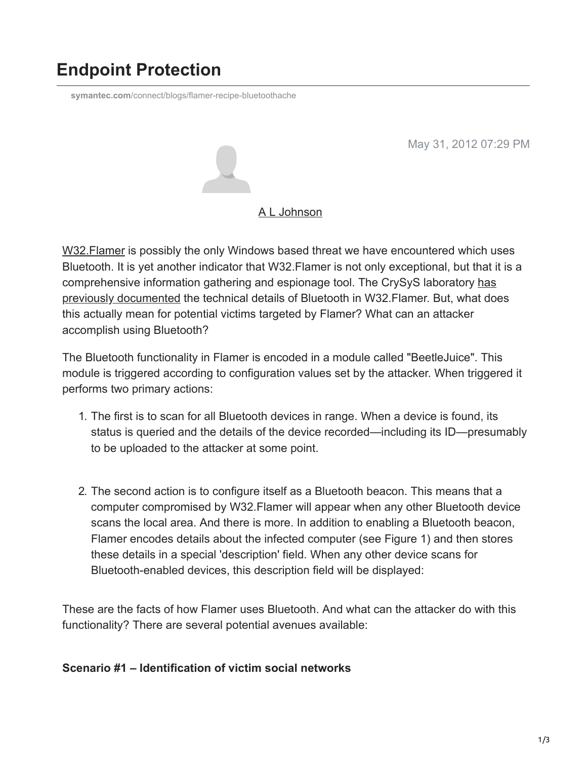# Endpoint Protection

symantec.com/connect/blogs/flamer-recipe-bluetoothache

May 31, 2012 07:29 PM

A L Johnson

W32.Flamer is possibly the only Windows based threat we have encountered which uses Bluetooth. It is yet another indicator that W32.Flamer is not only exceptional, but that it is a comprehensive information gathering and espionage tool. The CrySyS laboratory has previously documented the technical details of Bluetooth in W32.Flamer. But, what does this actually mean for potential victims targeted by Flamer? What can an attacker accomplish using Bluetooth?

The Bluetooth functionality in Flamer is encoded in a module called "BeetleJuice". This module is triggered according to configuration values set by the attacker. When triggered it performs two primary actions:

1. The first is to scan for all Bluetooth devices in range. When a device is found, its status is queried and the details of the device recorded—including its ID—presumably to be uploaded to the attacker at some point.

2. The second action is to configure itself as a Bluetooth beacon. This means that a computer compromised by W32.Flamer will appear when any other Bluetooth device scans the local area. And there is more. In addition to enabling a Bluetooth beacon, Flamer encodes details about the infected computer (see Figure 1) and then stores these details in a special 'description' field. When any other device scans for Bluetooth-enabled devices, this description field will be displayed:

These are the facts of how Flamer uses Bluetooth. And what can the attacker do with this functionality? There are several potential avenues available:

**Scenario #1 – Identification of victim social networks**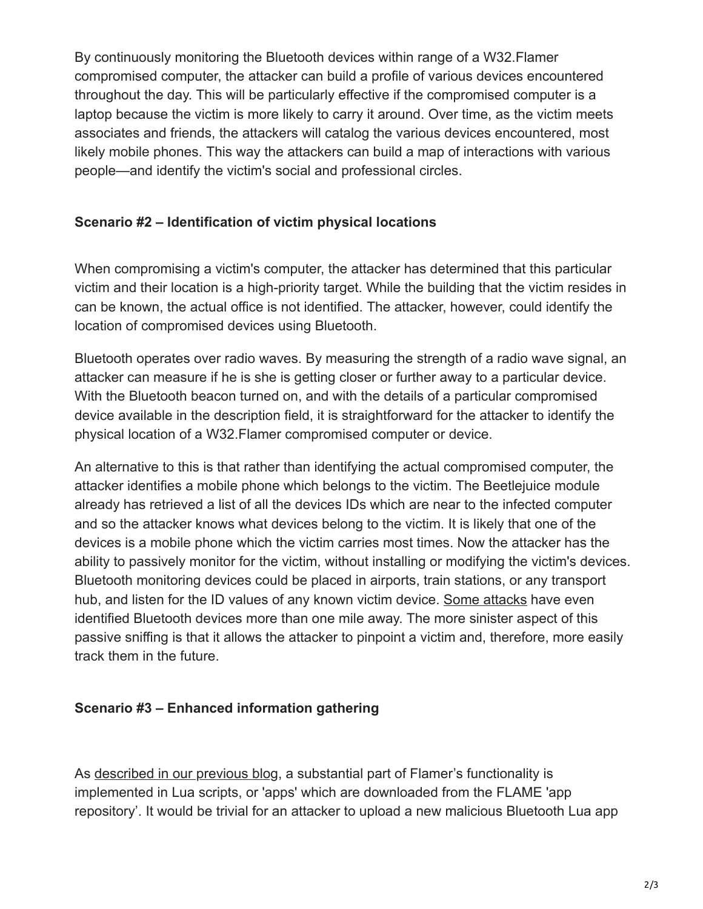By continuously monitoring the Bluetooth devices within range of a W32.Flamer compromised computer, the attacker can build a profile of various devices encountered throughout the day. This will be particularly effective if the compromised computer is a laptop because the victim is more likely to carry it around. Over time, as the victim meets associates and friends, the attackers will catalog the various devices encountered, most likely mobile phones. This way the attackers can build a map of interactions with various people—and identify the victim's social and professional circles.

**Scenario #2 – Identification of victim physical locations**

When compromising a victim's computer, the attacker has determined that this particular victim and their location is a high-priority target. While the building that the victim resides in can be known, the actual office is not identified. The attacker, however, could identify the location of compromised devices using Bluetooth.

Bluetooth operates over radio waves. By measuring the strength of a radio wave signal, an attacker can measure if he is she is getting closer or further away to a particular device. With the Bluetooth beacon turned on, and with the details of a particular compromised device available in the description field, it is straightforward for the attacker to identify the physical location of a W32.Flamer compromised computer or device.

An alternative to this is that rather than identifying the actual compromised computer, the attacker identifies a mobile phone which belongs to the victim. The Beetlejuice module already has retrieved a list of all the devices IDs which are near to the infected computer and so the attacker knows what devices belong to the victim. It is likely that one of the devices is a mobile phone which the victim carries most times. Now the attacker has the ability to passively monitor for the victim, without installing or modifying the victim's devices. Bluetooth monitoring devices could be placed in airports, train stations, or any transport hub, and listen for the ID values of any known victim device. Some attacks have even identified Bluetooth devices more than one mile away. The more sinister aspect of this passive sniffing is that it allows the attacker to pinpoint a victim and, therefore, more easily track them in the future.

**Scenario #3 – Enhanced information gathering**

As described in our previous blog, a substantial part of Flamer's functionality is implemented in Lua scripts, or 'apps' which are downloaded from the FLAME 'app repository'. It would be trivial for an attacker to upload a new malicious Bluetooth Lua app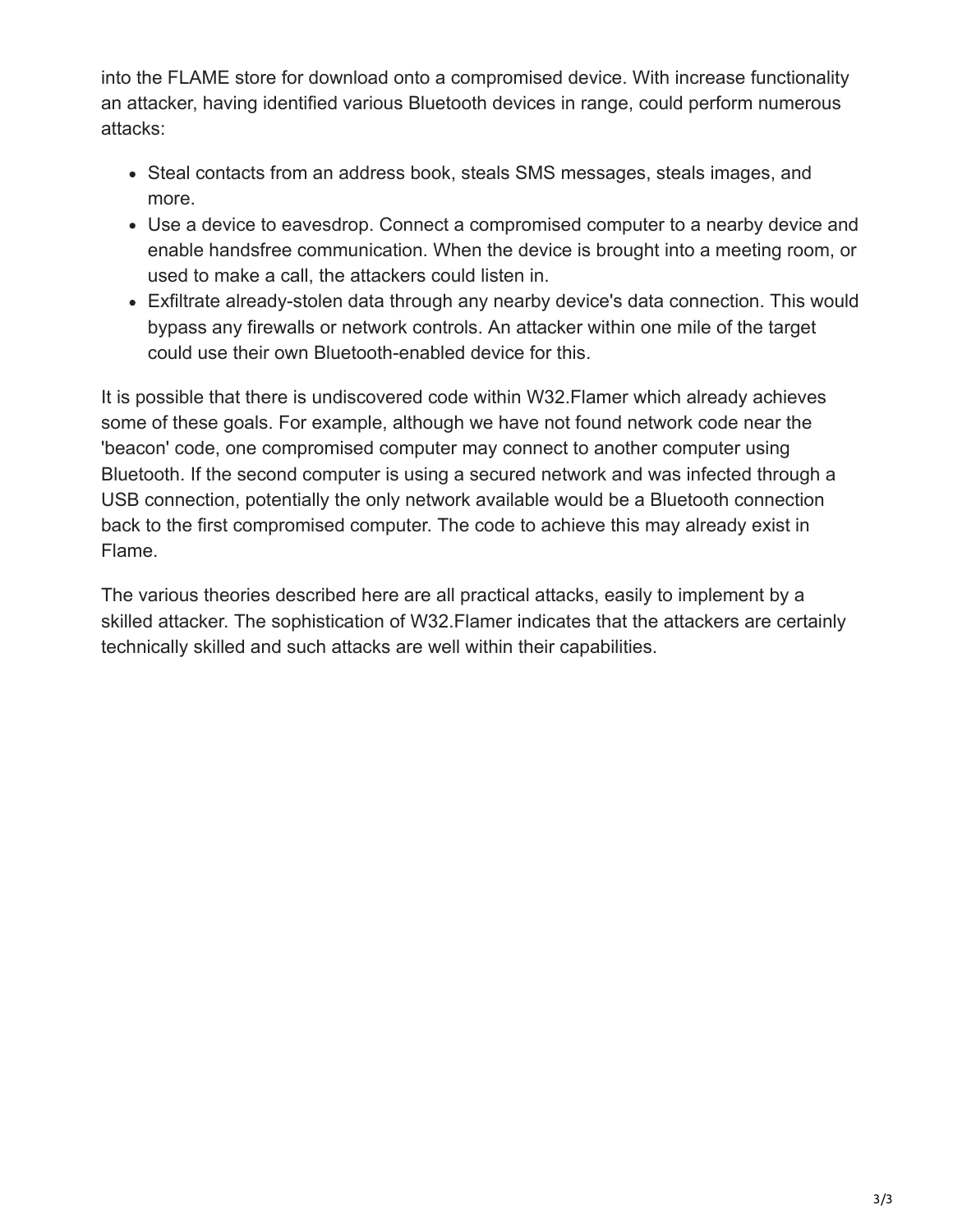into the FLAME store for download onto a compromised device. With increase functionality an attacker, having identified various Bluetooth devices in range, could perform numerous attacks:

- Steal contacts from an address book, steals SMS messages, steals images, and more.
- Use a device to eavesdrop. Connect a compromised computer to a nearby device and enable handsfree communication. When the device is brought into a meeting room, or used to make a call, the attackers could listen in.
- Exfiltrate already-stolen data through any nearby device's data connection. This would bypass any firewalls or network controls. An attacker within one mile of the target could use their own Bluetooth-enabled device for this.

It is possible that there is undiscovered code within W32.Flamer which already achieves some of these goals. For example, although we have not found network code near the 'beacon' code, one compromised computer may connect to another computer using Bluetooth. If the second computer is using a secured network and was infected through a USB connection, potentially the only network available would be a Bluetooth connection back to the first compromised computer. The code to achieve this may already exist in Flame.

The various theories described here are all practical attacks, easily to implement by a skilled attacker. The sophistication of W32.Flamer indicates that the attackers are certainly technically skilled and such attacks are well within their capabilities.